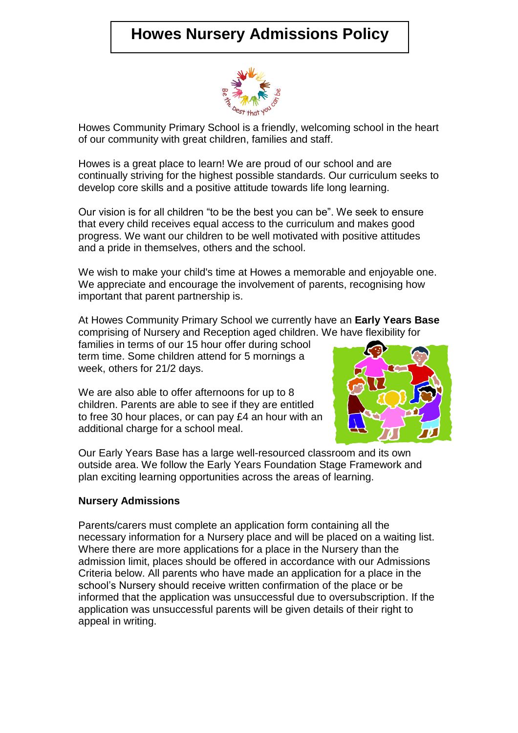# Howes Nursery Admissions Policy

Howes Community Primary School is a friendly, welcoming school in the heart of our community with great children, families and staff.

Howes is a great place to learn! We are proud of our school and are continually striving for the highest possible standards. Our curriculum seeks to develop core skills and a positive attitude towards life long learning.

Our vision is for all children "to be the best you can be". We seek to ensure that every child receives equal access to the curriculum and makes good progress. We want our children to be well motivated with positive attitudes and a pride in themselves, others and the school.

We wish to make your child's time at Howes a memorable and enjoyable one. We appreciate and encourage the involvement of parents, recognising how important that parent partnership is.

At Howes Community Primary School we currently have an **Early Years Base** comprising of Nursery and Reception aged children. We have flexibility for families in terms of our 15 hour offer during school term time. Some children attend for 5 mornings a week, others for 21/2 days.

We are also able to offer afternoons for up to 8 children. Parents are able to see if they are entitled to free 30 hour places, or can pay £4 an hour with an additional charge for a school meal.

Our Early Years Base has a large well-resourced classroom and its own outside area. We follow the Early Years Foundation Stage Framework and plan exciting learning opportunities across the areas of learning.

**Nursery Admissions**

Parents/carers must complete an application form containing all the necessary information for a Nursery place and will be placed on a waiting list. Where there are more applications for a place in the Nursery than the admission limit, places should be offered in accordance with our Admissions Criteria below. All parents who have made an application for a place in the school's Nursery should receive written confirmation of the place or be informed that the application was unsuccessful due to oversubscription. If the application was unsuccessful parents will be given details of their right to appeal in writing.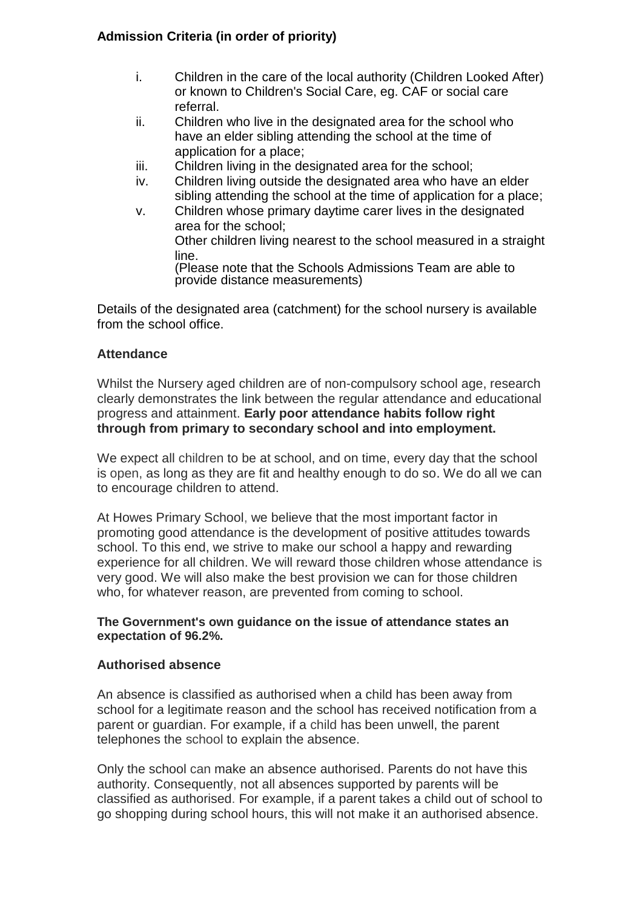**Admission Criteria (in order of priority)**

i. Children in the care of the local authority (Children Looked After) or known to Children's Social Care, eg. CAF or social care referral.
ii. Children who live in the designated area for the school who have an elder sibling attending the school at the time of application for a place;
iii. Children living in the designated area for the school;
iv. Children living outside the designated area who have an elder sibling attending the school at the time of application for a place;
v. Children whose primary daytime carer lives in the designated area for the school;
   Other children living nearest to the school measured in a straight line.
   (Please note that the Schools Admissions Team are able to provide distance measurements)

Details of the designated area (catchment) for the school nursery is available from the school office.

**Attendance**

Whilst the Nursery aged children are of non-compulsory school age, research clearly demonstrates the link between the regular attendance and educational progress and attainment. **Early poor attendance habits follow right through from primary to secondary school and into employment.**

We expect all children to be at school, and on time, every day that the school is open, as long as they are fit and healthy enough to do so. We do all we can to encourage children to attend.

At Howes Primary School, we believe that the most important factor in promoting good attendance is the development of positive attitudes towards school. To this end, we strive to make our school a happy and rewarding experience for all children. We will reward those children whose attendance is very good. We will also make the best provision we can for those children who, for whatever reason, are prevented from coming to school.

**The Government's own guidance on the issue of attendance states an expectation of 96.2%.**

**Authorised absence**

An absence is classified as authorised when a child has been away from school for a legitimate reason and the school has received notification from a parent or guardian. For example, if a child has been unwell, the parent telephones the school to explain the absence.

Only the school can make an absence authorised. Parents do not have this authority. Consequently, not all absences supported by parents will be classified as authorised. For example, if a parent takes a child out of school to go shopping during school hours, this will not make it an authorised absence.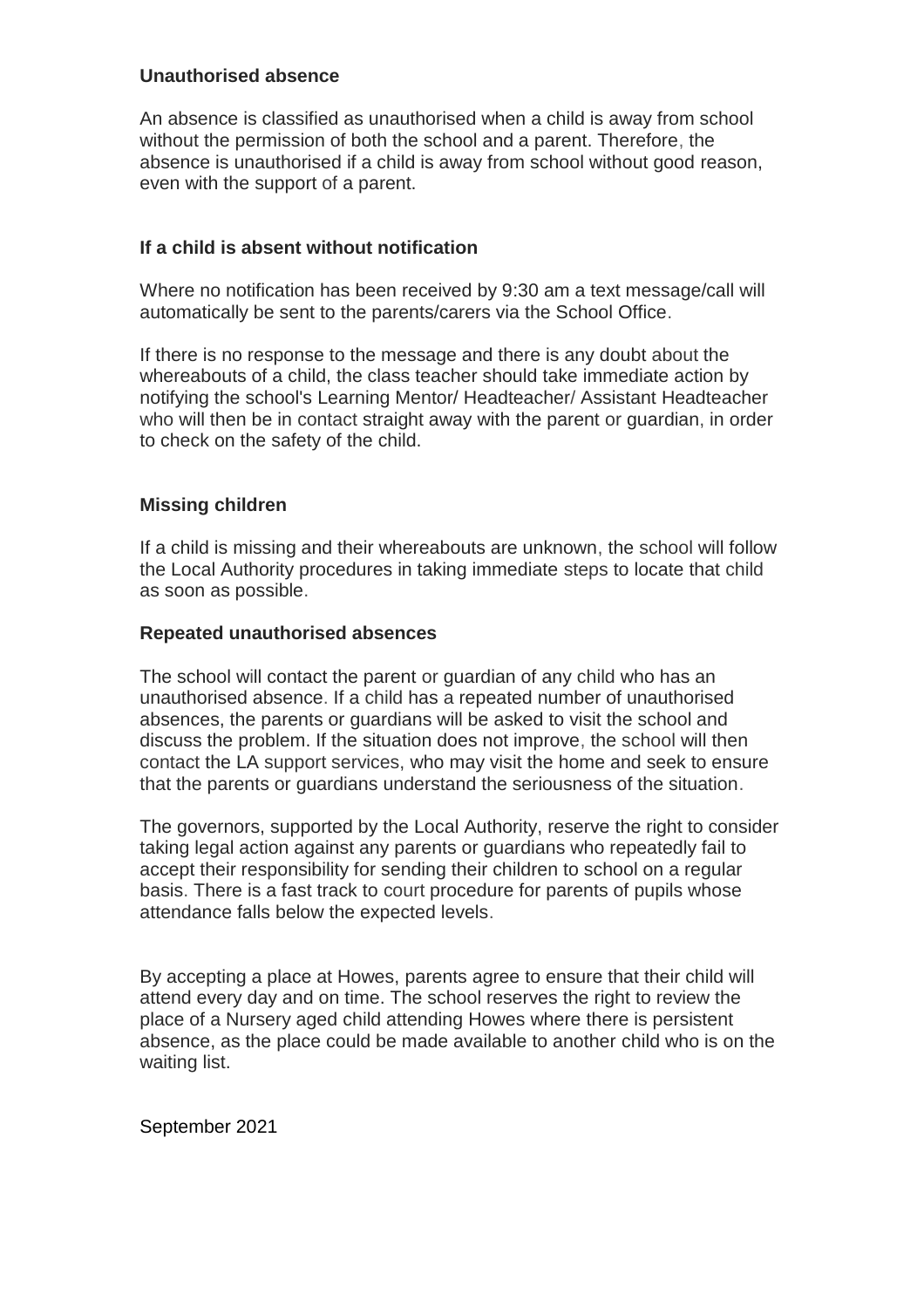**Unauthorised absence**

An absence is classified as unauthorised when a child is away from school without the permission of both the school and a parent. Therefore, the absence is unauthorised if a child is away from school without good reason, even with the support of a parent.

**If a child is absent without notification**

Where no notification has been received by 9:30 am a text message/call will automatically be sent to the parents/carers via the School Office.

If there is no response to the message and there is any doubt about the whereabouts of a child, the class teacher should take immediate action by notifying the school's Learning Mentor/ Headteacher/ Assistant Headteacher who will then be in contact straight away with the parent or guardian, in order to check on the safety of the child.

**Missing children**

If a child is missing and their whereabouts are unknown, the school will follow the Local Authority procedures in taking immediate steps to locate that child as soon as possible.

**Repeated unauthorised absences**

The school will contact the parent or guardian of any child who has an unauthorised absence. If a child has a repeated number of unauthorised absences, the parents or guardians will be asked to visit the school and discuss the problem. If the situation does not improve, the school will then contact the LA support services, who may visit the home and seek to ensure that the parents or guardians understand the seriousness of the situation.

The governors, supported by the Local Authority, reserve the right to consider taking legal action against any parents or guardians who repeatedly fail to accept their responsibility for sending their children to school on a regular basis. There is a fast track to court procedure for parents of pupils whose attendance falls below the expected levels.

By accepting a place at Howes, parents agree to ensure that their child will attend every day and on time. The school reserves the right to review the place of a Nursery aged child attending Howes where there is persistent absence, as the place could be made available to another child who is on the waiting list.

September 2021